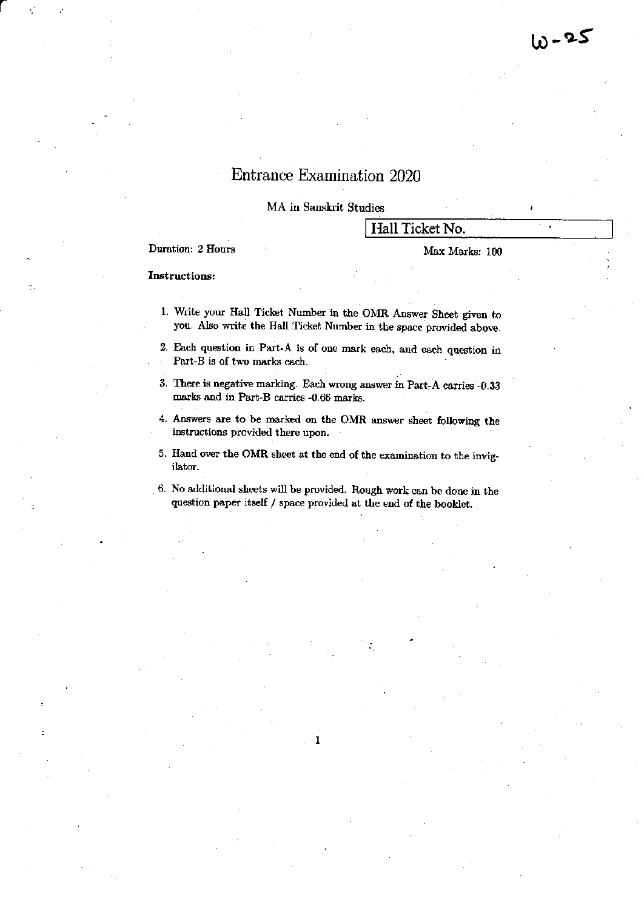W-25

# Entrance Examination 2020

MA in Sanskrit Studies

| Hall Ticket No. |
|---|

Duration: 2 Hours

Max Marks: 100

**Instructions:**

1. Write your Hall Ticket Number in the OMR Answer Sheet given to you. Also write the Hall Ticket Number in the space provided above.
2. Each question in Part-A is of one mark each, and each question in Part-B is of two marks each.
3. There is negative marking. Each wrong answer in Part-A carries -0.33 marks and in Part-B carries -0.66 marks.
4. Answers are to be marked on the OMR answer sheet following the instructions provided there upon.
5. Hand over the OMR sheet at the end of the examination to the invigilator.
6. No additional sheets will be provided. Rough work can be done in the question paper itself / space provided at the end of the booklet.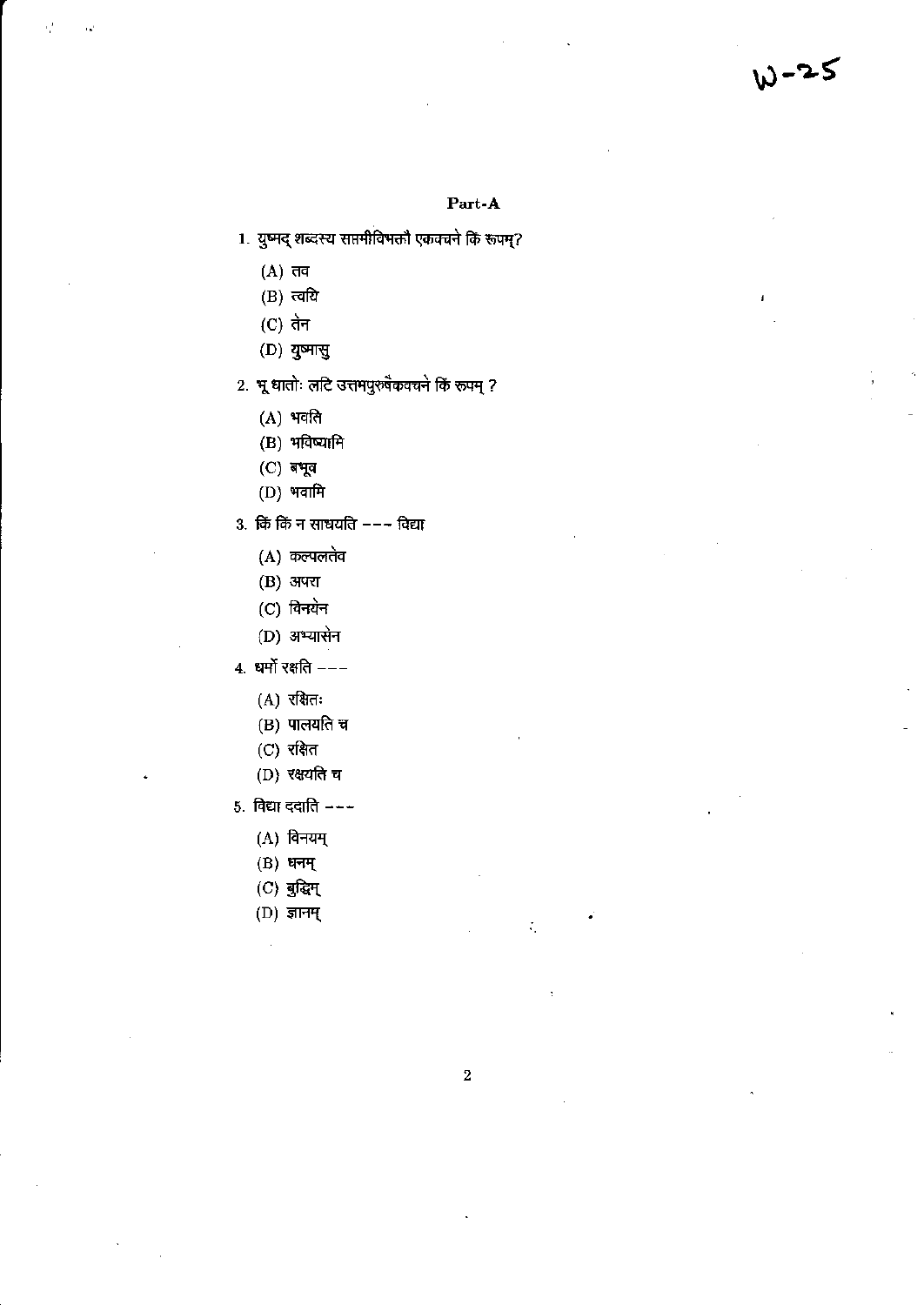W-25

## Part-A

1. युष्मद् शब्दस्य सप्तमीविभक्तौ एकवचने किं रूपम्?

   (A) तव
   (B) त्वयि
   (C) तेन
   (D) युष्मासु

2. भू धातोः लटि उत्तमपुरुषैकवचने किं रूपम् ?

   (A) भवति
   (B) भविष्यामि
   (C) बभूव
   (D) भवामि

3. किं किं न साधयति --- विद्या

   (A) कल्पलतेव
   (B) अपरा
   (C) विनयेन
   (D) अभ्यासेन

4. धर्मो रक्षति ---

   (A) रक्षितः
   (B) पालयति च
   (C) रक्षित
   (D) रक्षयति च

5. विद्या ददाति ---

   (A) विनयम्
   (B) धनम्
   (C) बुद्धिम्
   (D) ज्ञानम्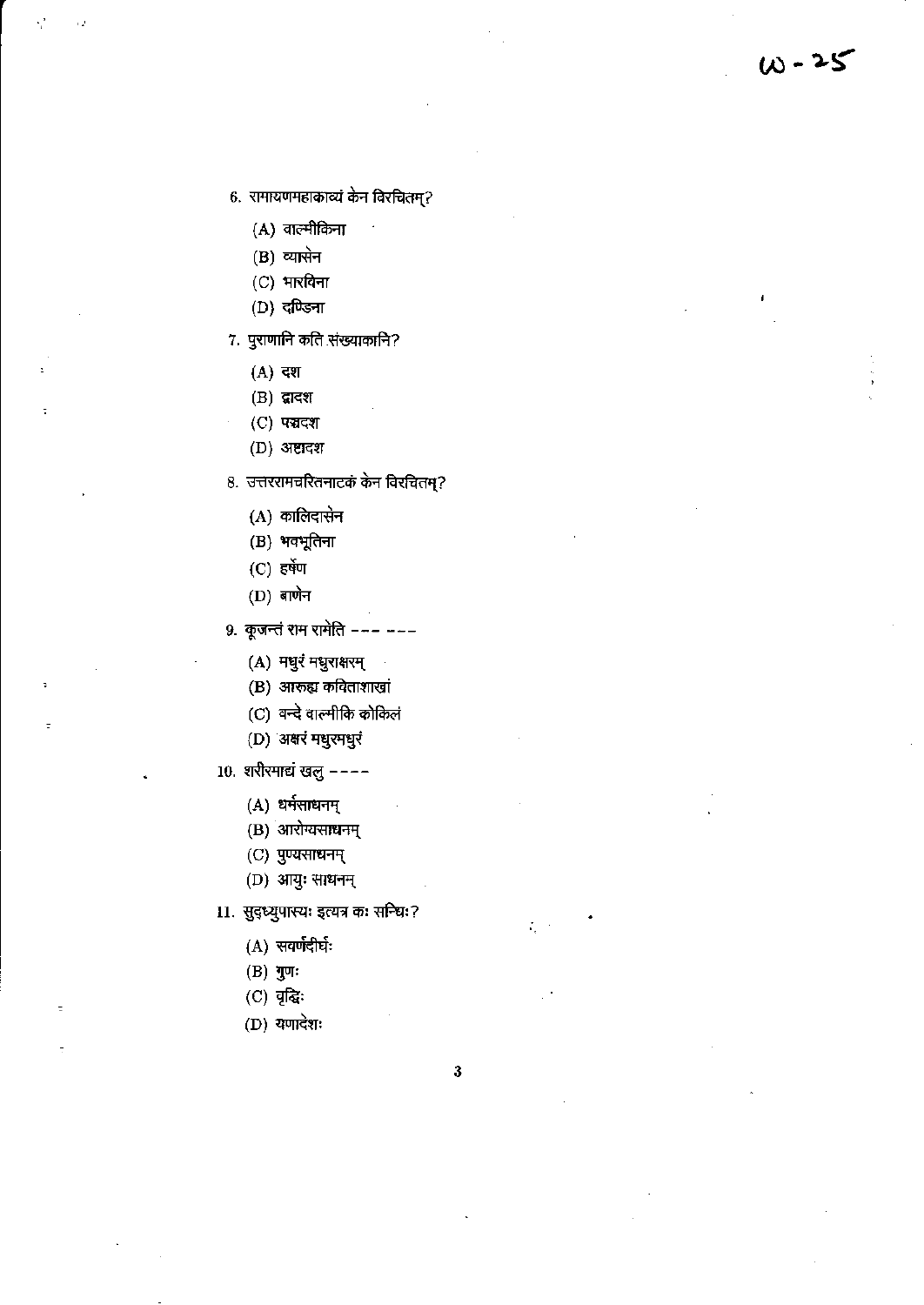6. रामायणमहाकाव्यं केन विरचितम्?

   (A) वाल्मीकिना
   (B) व्यासेन
   (C) भारविना
   (D) दण्डिना

7. पुराणानि कति संख्याकानि?

   (A) दश
   (B) द्वादश
   (C) पञ्चदश
   (D) अष्टादश

8. उत्तररामचरितनाटकं केन विरचितम्?

   (A) कालिदासेन
   (B) भवभूतिना
   (C) हर्षेण
   (D) बाणेन

9. कूजन्तं राम रामेति --- ---

   (A) मधुरं मधुराक्षरम्
   (B) आरुह्य कविताशाखां
   (C) वन्दे वाल्मीकि कोकिलं
   (D) अक्षरं मधुरमधुरं

10. शरीरमाद्यं खलु ----

   (A) धर्मसाधनम्
   (B) आरोग्यसाधनम्
   (C) पुण्यसाधनम्
   (D) आयुः साधनम्

11. सुदृध्युपास्यः इत्यत्र कः सन्धिः?

   (A) सवर्णदीर्घः
   (B) गुणः
   (C) वृद्धिः
   (D) यणादेशः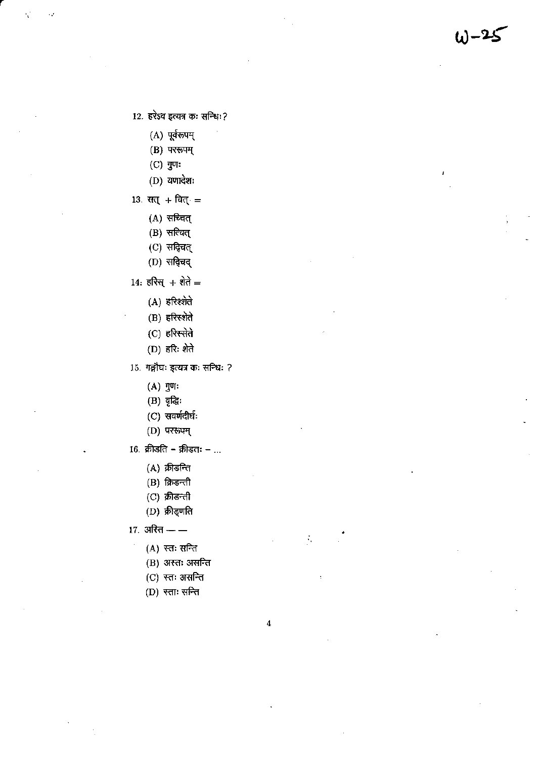W-25

12. हरेऽव इत्यत्र कः सन्धिः?

    (A) पूर्वरूपम्
    (B) पररूपम्
    (C) गुणः
    (D) यणादेशः

13. सत् + चित् =

    (A) सच्चित्
    (B) सत्चित्
    (C) सद्चित्
    (D) सद्चिद्

14. हरिस् + शेते =

    (A) हरिश्शेते
    (B) हरिस्शेते
    (C) हरिस्सेते
    (D) हरिः शेते

15. गङ्गौघः इत्यत्र कः सन्धिः ?

    (A) गुणः
    (B) वृद्धिः
    (C) सवर्णदीर्घः
    (D) पररूपम्

16. क्रीडति – क्रीडतः – ...

    (A) क्रीडन्ति
    (B) क्रिडन्ती
    (C) क्रीडन्ती
    (D) क्रीड्णति

17. अस्ति — —

    (A) स्तः सन्ति
    (B) अस्तः असन्ति
    (C) स्तः असन्ति
    (D) स्ताः सन्ति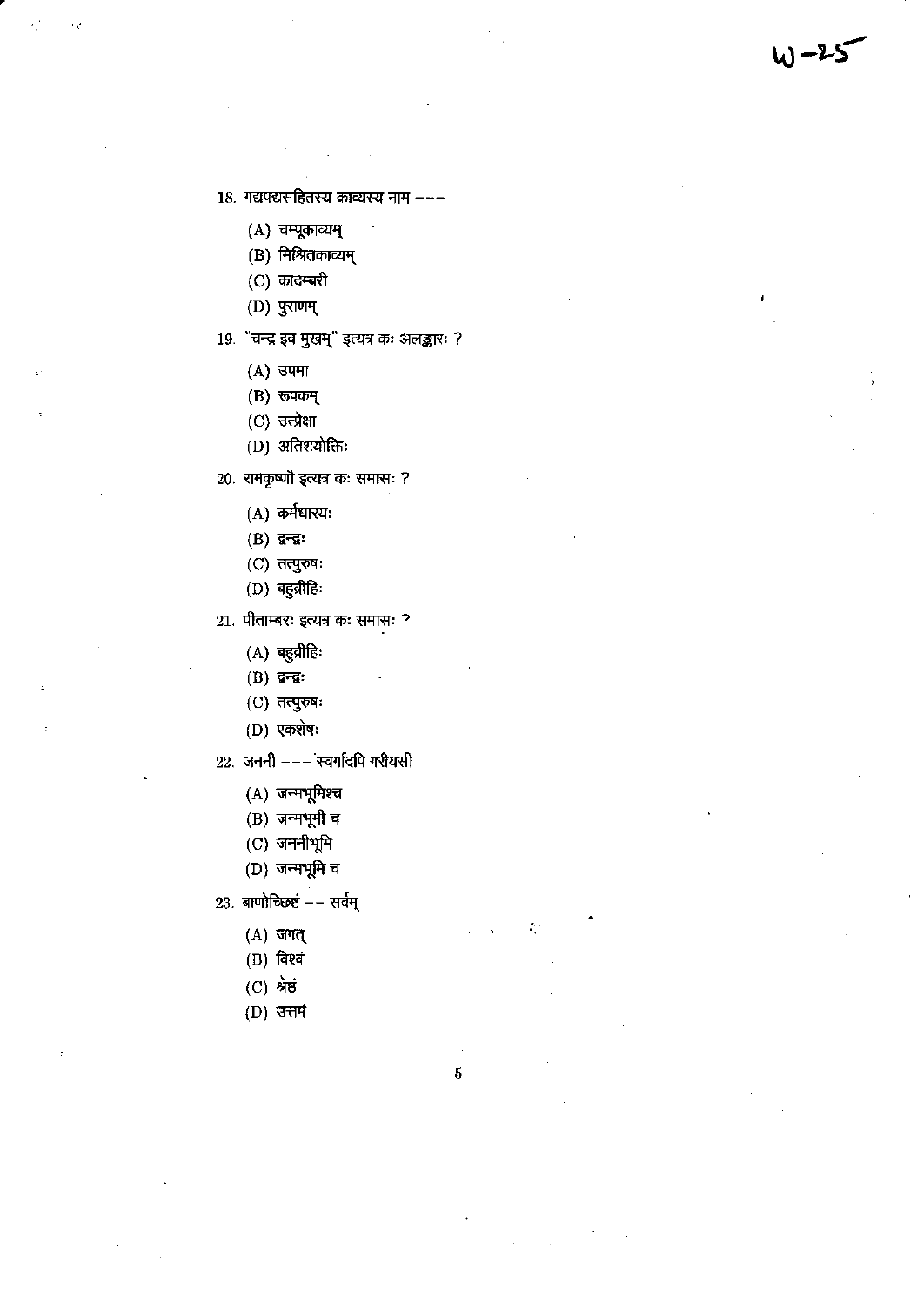18. गद्यपद्यसहितस्य काव्यस्य नाम ---

(A) चम्पूकाव्यम्
(B) मिश्रितकाव्यम्
(C) कादम्बरी
(D) पुराणम्

19. "चन्द्र इव मुखम्" इत्यत्र कः अलङ्कारः ?

(A) उपमा
(B) रूपकम्
(C) उत्प्रेक्षा
(D) अतिशयोक्तिः

20. रामकृष्णौ इत्यत्र कः समासः ?

(A) कर्मधारयः
(B) द्वन्द्वः
(C) तत्पुरुषः
(D) बहुव्रीहिः

21. पीताम्बरः इत्यत्र कः समासः ?

(A) बहुव्रीहिः
(B) द्वन्द्वः
(C) तत्पुरुषः
(D) एकशेषः

22. जननी --- स्वर्गादपि गरीयसी

(A) जन्मभूमिश्च
(B) जन्मभूमी च
(C) जननीभूमि
(D) जन्मभूमि च

23. बाणोच्छिष्टं -- सर्वम्

(A) जगत्
(B) विश्वं
(C) श्रेष्ठं
(D) उत्तमं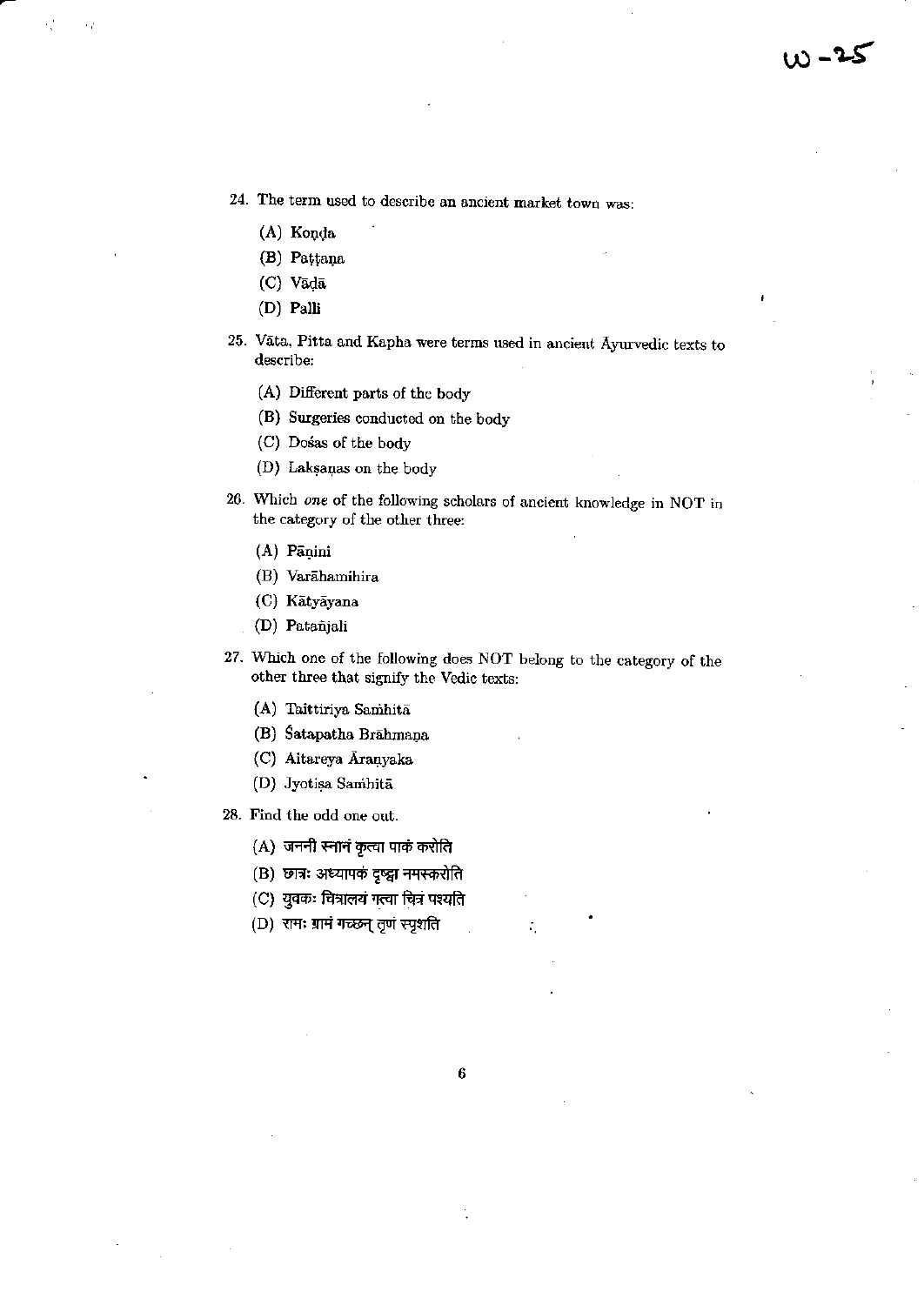24. The term used to describe an ancient market town was:

    (A) Koṇḍa

    (B) Paṭṭaṇa

    (C) Vāḍā

    (D) Palli

25. Vāta, Pitta and Kapha were terms used in ancient Āyurvedic texts to describe:

    (A) Different parts of the body

    (B) Surgeries conducted on the body

    (C) Dośas of the body

    (D) Lakṣaṇas on the body

26. Which *one* of the following scholars of ancient knowledge in NOT in the category of the other three:

    (A) Pāṇini

    (B) Varāhamihira

    (C) Kātyāyana

    (D) Patañjali

27. Which one of the following does NOT belong to the category of the other three that signify the Vedic texts:

    (A) Taittirīya Saṁhitā

    (B) Śatapatha Brāhmaṇa

    (C) Aitareya Āraṇyaka

    (D) Jyotiṣa Saṁhitā

28. Find the odd one out.

    (A) जननी स्नानं कृत्वा पाकं करोति

    (B) छात्रः अध्यापकं दृष्ट्वा नमस्करोति

    (C) युवकः चित्रालयं गत्वा चित्रं पश्यति

    (D) रामः ग्रामं गच्छन् तृणं स्पृशति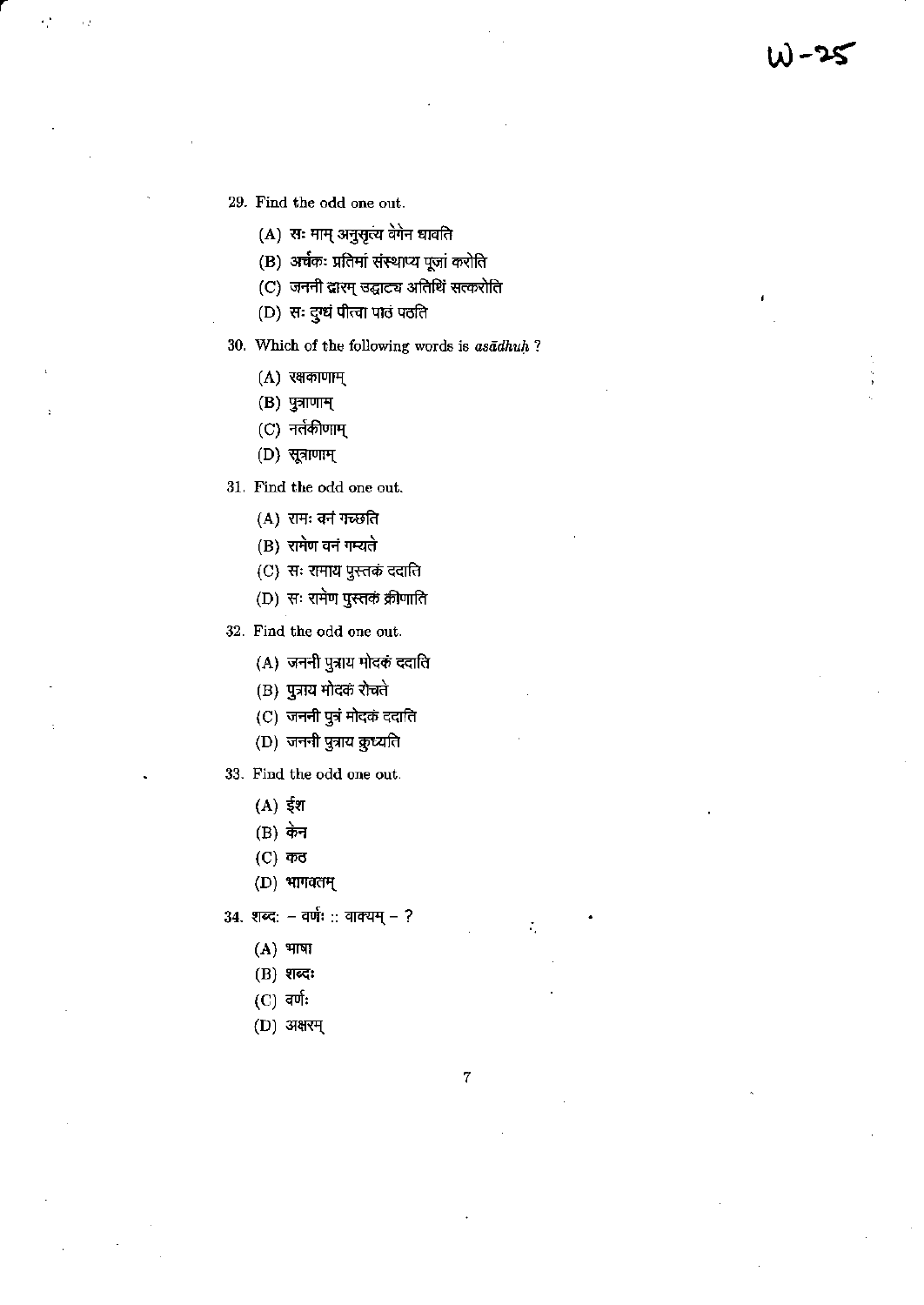29. Find the odd one out.

    (A) सः माम् अनुसृत्य वेगेन धावति

    (B) अर्चकः प्रतिमां संस्थाप्य पूजां करोति

    (C) जननी द्वारम् उद्घाट्य अतिथिं सत्करोति

    (D) सः दुग्धं पीत्वा पाठं पठति

30. Which of the following words is *asādhuḥ* ?

    (A) रक्षकाणाम्

    (B) पुत्राणाम्

    (C) नर्तकीणाम्

    (D) सूत्राणाम्

31. Find the odd one out.

    (A) रामः वनं गच्छति

    (B) रामेण वनं गम्यते

    (C) सः रामाय पुस्तकं ददाति

    (D) सः रामेण पुस्तकं क्रीणाति

32. Find the odd one out.

    (A) जननी पुत्राय मोदकं ददाति

    (B) पुत्राय मोदकं रोचते

    (C) जननी पुत्रं मोदकं ददाति

    (D) जननी पुत्राय क्रुध्यति

33. Find the odd one out.

    (A) ईश

    (B) केन

    (C) कठ

    (D) भागवतम्

34. शब्दः – वर्णः :: वाक्यम् – ?

    (A) भाषा

    (B) शब्दः

    (C) वर्णः

    (D) अक्षरम्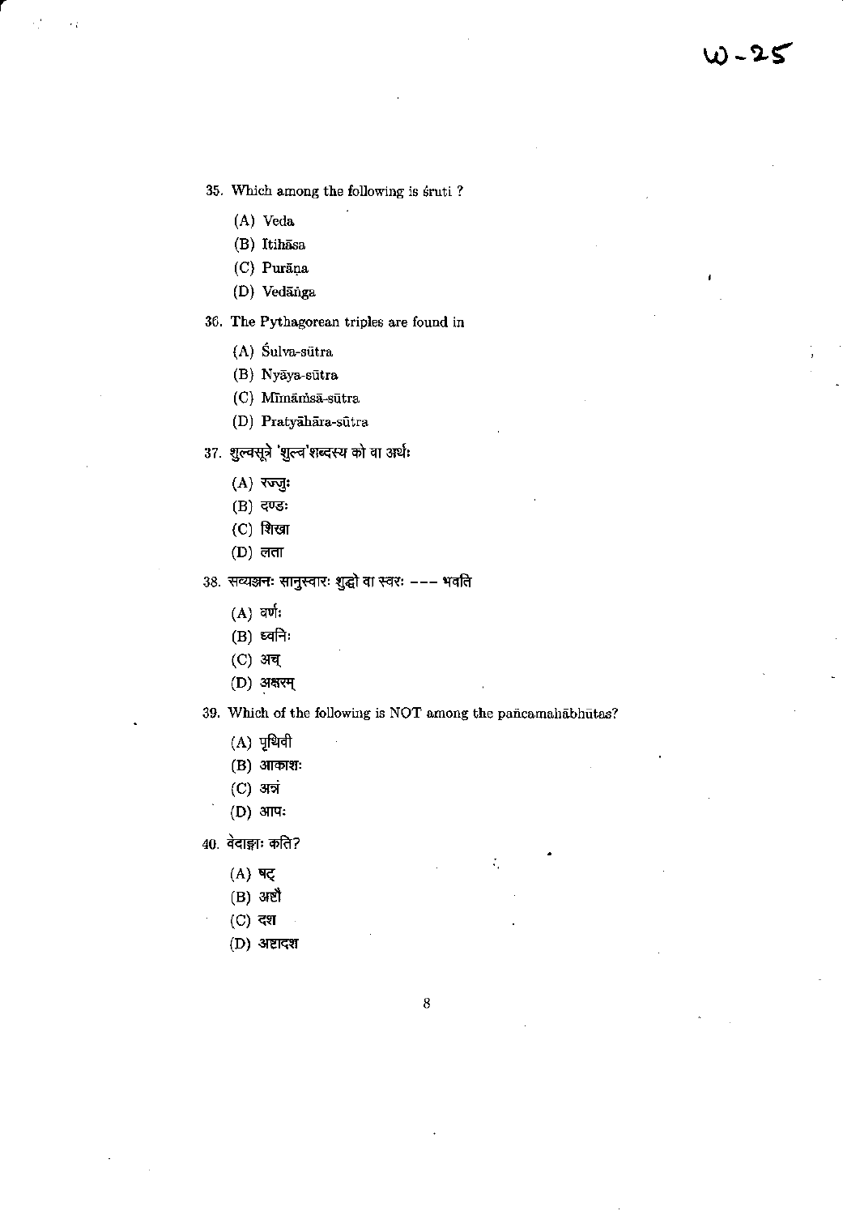35. Which among the following is śruti ?

(A) Veda
(B) Itihāsa
(C) Purāṇa
(D) Vedāṅga

36. The Pythagorean triples are found in

(A) Śulva-sūtra
(B) Nyāya-sūtra
(C) Mīmāṁsā-sūtra
(D) Pratyāhāra-sūtra

37. शुल्वसूत्रे 'शुल्व'शब्दस्य को वा अर्थः

(A) रज्जुः
(B) दण्डः
(C) शिखा
(D) लता

38. सव्यञ्जनः सानुस्वारः शुद्धो वा स्वरः --- भवति

(A) वर्णः
(B) ध्वनिः
(C) अच्
(D) अक्षरम्

39. Which of the following is NOT among the pañcamahābhūtas?

(A) पृथिवी
(B) आकाशः
(C) अन्नं
(D) आपः

40. वेदाङ्गाः कति?

(A) षट्
(B) अष्टौ
(C) दश
(D) अष्टादश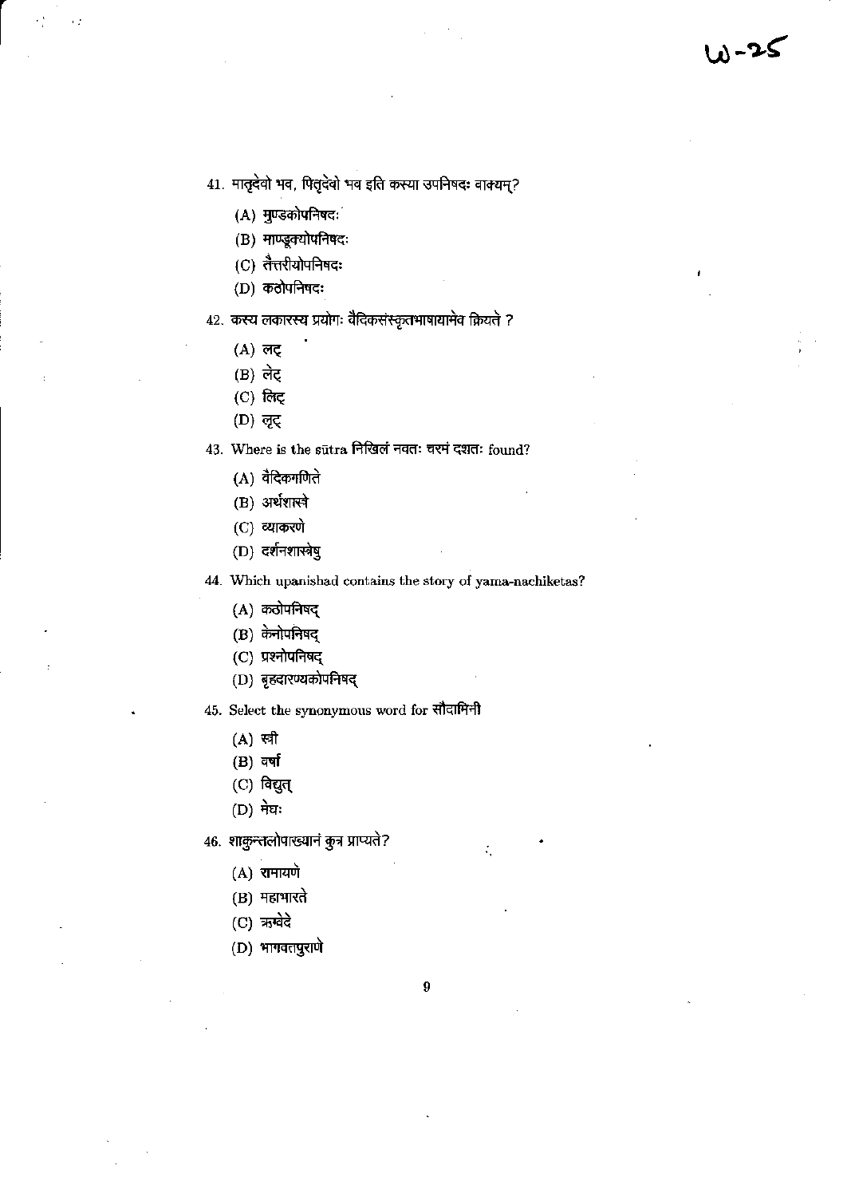W-25

41. मातृदेवो भव, पितृदेवो भव इति कस्या उपनिषदः वाक्यम्?

   (A) मुण्डकोपनिषदः

   (B) माण्डूक्योपनिषदः

   (C) तैत्तरीयोपनिषदः

   (D) कठोपनिषदः

42. कस्य लकारस्य प्रयोगः वैदिकसंस्कृतभाषायामेव क्रियते ?

   (A) लट्

   (B) लेट्

   (C) लिट्

   (D) लृट्

43. Where is the sūtra निखिलं नवतः चरमं दशतः found?

   (A) वैदिकगणिते

   (B) अर्थशास्त्रे

   (C) व्याकरणे

   (D) दर्शनशास्त्रेषु

44. Which upanishad contains the story of yama-nachiketas?

   (A) कठोपनिषद्

   (B) केनोपनिषद्

   (C) प्रश्नोपनिषद्

   (D) बृहदारण्यकोपनिषद्

45. Select the synonymous word for सौदामिनी

   (A) स्त्री

   (B) वर्षा

   (C) विद्युत्

   (D) मेघः

46. शाकुन्तलोपाख्यानं कुत्र प्राप्यते?

   (A) रामायणे

   (B) महाभारते

   (C) ऋग्वेदे

   (D) भागवतपुराणे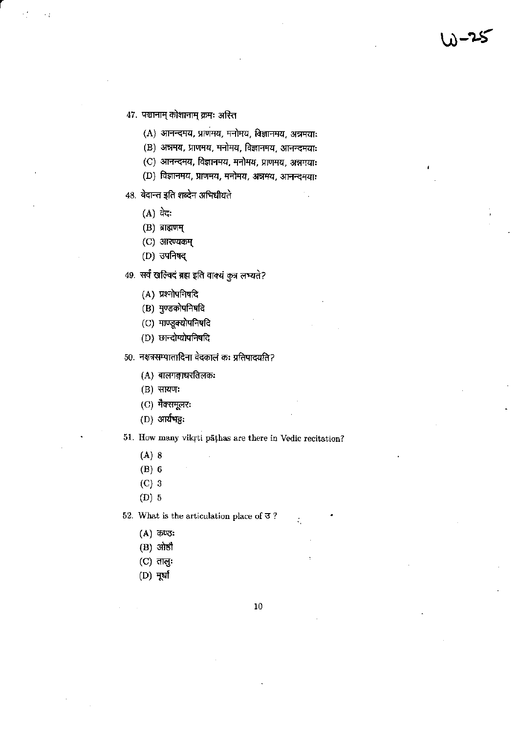47. पञ्चानाम् कोशानाम् क्रमः अस्ति

 (A) आनन्दमय, प्राणमय, मनोमय, विज्ञानमय, अन्नमयाः
 (B) अन्नमय, प्राणमय, मनोमय, विज्ञानमय, आनन्दमयाः
 (C) आनन्दमय, विज्ञानमय, मनोमय, प्राणमय, अन्नमयाः
 (D) विज्ञानमय, प्राणमय, मनोमय, अन्नमय, आनन्दमयाः

48. वेदान्त इति शब्देन अभिधीयते

 (A) वेदः
 (B) ब्राह्मणम्
 (C) आरण्यकम्
 (D) उपनिषद्

49. सर्वं खल्विदं ब्रह्म इति वाक्यं कुत्र लभ्यते?

 (A) प्रश्नोपनिषदि
 (B) मुण्डकोपनिषदि
 (C) माण्डूक्योपनिषदि
 (D) छान्दोग्योपनिषदि

50. नक्षत्रसम्पातादिना वेदकालं कः प्रतिपादयति?

 (A) बालगङ्गाधरतिलकः
 (B) सायणः
 (C) मैक्समूलरः
 (D) आर्यभट्टः

51. How many vikṛti pāṭhas are there in Vedic recitation?

 (A) 8
 (B) 6
 (C) 3
 (D) 5

52. What is the articulation place of उ ?

 (A) कण्ठः
 (B) ओष्ठौ
 (C) तालुः
 (D) मूर्धा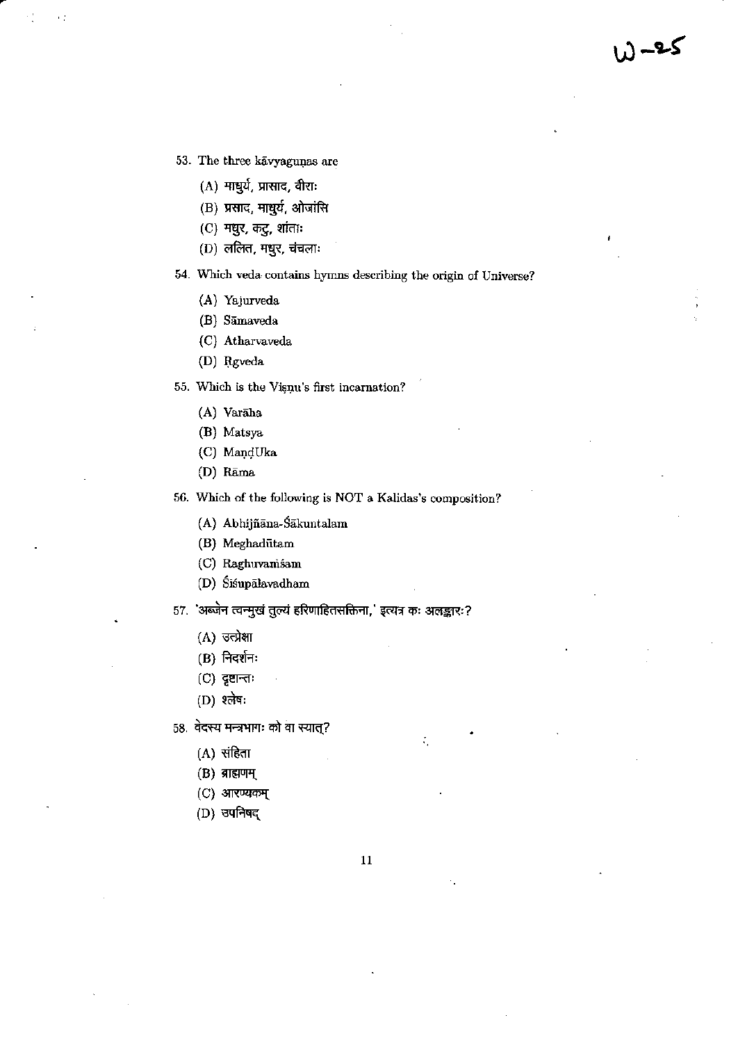53. The three kāvyaguṇas are

    (A) माधुर्य, प्रासाद, वीराः
    (B) प्रसाद, माधुर्य, ओजांसि
    (C) मधुर, कटु, शांताः
    (D) ललित, मधुर, चंचलाः

54. Which veda contains hymns describing the origin of Universe?

    (A) Yajurveda
    (B) Sāmaveda
    (C) Atharvaveda
    (D) Ṛgveda

55. Which is the Viṣṇu's first incarnation?

    (A) Varāha
    (B) Matsya
    (C) MaṇḍUka
    (D) Rāma

56. Which of the following is NOT a Kalidas's composition?

    (A) Abhijñāna-Śākuntalam
    (B) Meghadūtam
    (C) Raghuvaṁśam
    (D) Śiśupālavadham

57. 'अब्जेन त्वन्मुखं तुल्यं हरिणाहितसक्तिना,' इत्यत्र कः अलङ्कारः?

    (A) उत्प्रेक्षा
    (B) निदर्शनः
    (C) दृष्टान्तः
    (D) श्लेषः

58. वेदस्य मन्त्रभागः को वा स्यात्?

    (A) संहिता
    (B) ब्राह्मणम्
    (C) आरण्यकम्
    (D) उपनिषद्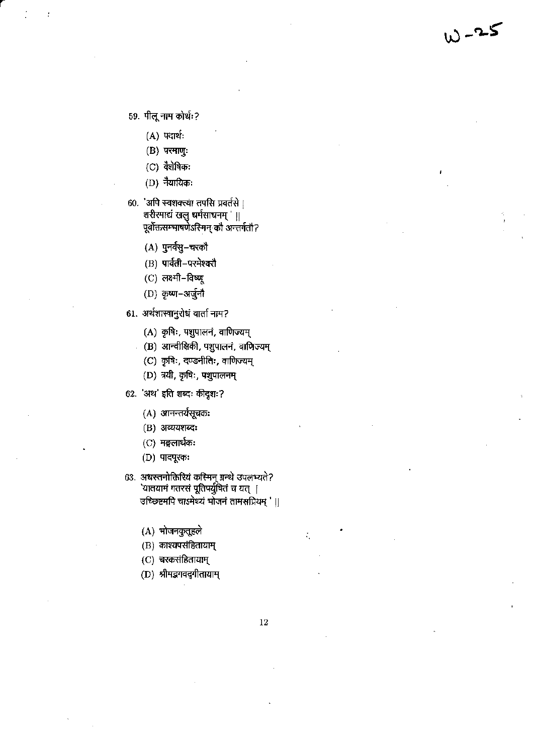59. पीलू नाम कोर्थः?

 (A) पदार्थः
 (B) परमाणुः
 (C) वैशेषिकः
 (D) नैयायिकः

60. 'अपि स्वशक्त्या तपसि प्रवर्तसे |
 शरीरमाद्यं खलु धर्मसाधनम् ' ||
 पूर्वोक्तसम्भाषणेऽस्मिन् कौ अन्तर्गतौ?

 (A) पुनर्वसु–चरकौ
 (B) पार्वती–परमेश्वरौ
 (C) लक्ष्मी–विष्णू
 (D) कृष्ण–अर्जुनौ

61. अर्थशास्त्रानुरोधं वार्ता नाम?

 (A) कृषिः, पशुपालनं, वाणिज्यम्
 (B) आन्वीक्षिकी, पशुपालनं, वाणिज्यम्
 (C) कृषिः, दण्डनीतिः, वाणिज्यम्
 (D) त्रयी, कृषिः, पशुपालनम्

62. 'अथ' इति शब्दः कीदृशः?

 (A) आनन्तर्यसूचकः
 (B) अव्ययशब्दः
 (C) मङ्गलार्थकः
 (D) पादपूरकः

63. अधस्तनोक्तिरियं कस्मिन् ग्रन्थे उपलभ्यते?
 'यातयामं गतरसं पूतिपर्युषितं च यत् |
 उच्छिष्टमपि चाऽमेध्यं भोजनं तामसप्रियम् ' ||

 (A) भोजनकुतूहले
 (B) काश्यपसंहितायाम्
 (C) चरकसंहितायाम्
 (D) श्रीमद्भगवद्गीतायाम्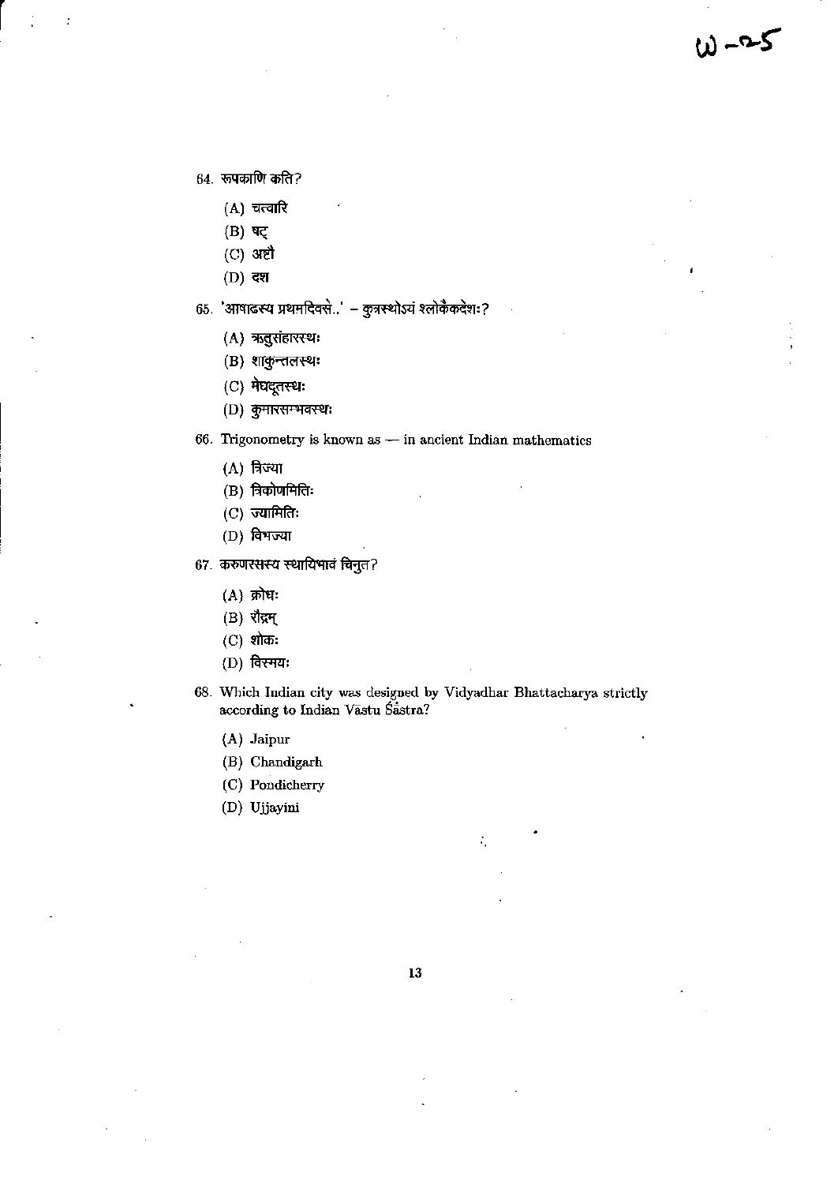64. रूपकाणि कति?

(A) चत्वारि

(B) षट्

(C) अष्टौ

(D) दश

65. 'आषाढस्य प्रथमदिवसे..' – कुत्रस्थोऽयं श्लोकैकदेशः?

(A) ऋतुसंहारस्थः

(B) शाकुन्तलस्थः

(C) मेघदूतस्थः

(D) कुमारसम्भवस्थः

66. Trigonometry is known as — in ancient Indian mathematics

(A) त्रिज्या

(B) त्रिकोणमितिः

(C) ज्यामितिः

(D) विभज्या

67. करुणरसस्य स्थायिभावं चिनुत?

(A) क्रोधः

(B) रौद्रम्

(C) शोकः

(D) विस्मयः

68. Which Indian city was designed by Vidyadhar Bhattacharya strictly according to Indian Vāstu Śāstra?

(A) Jaipur

(B) Chandigarh

(C) Pondicherry

(D) Ujjayini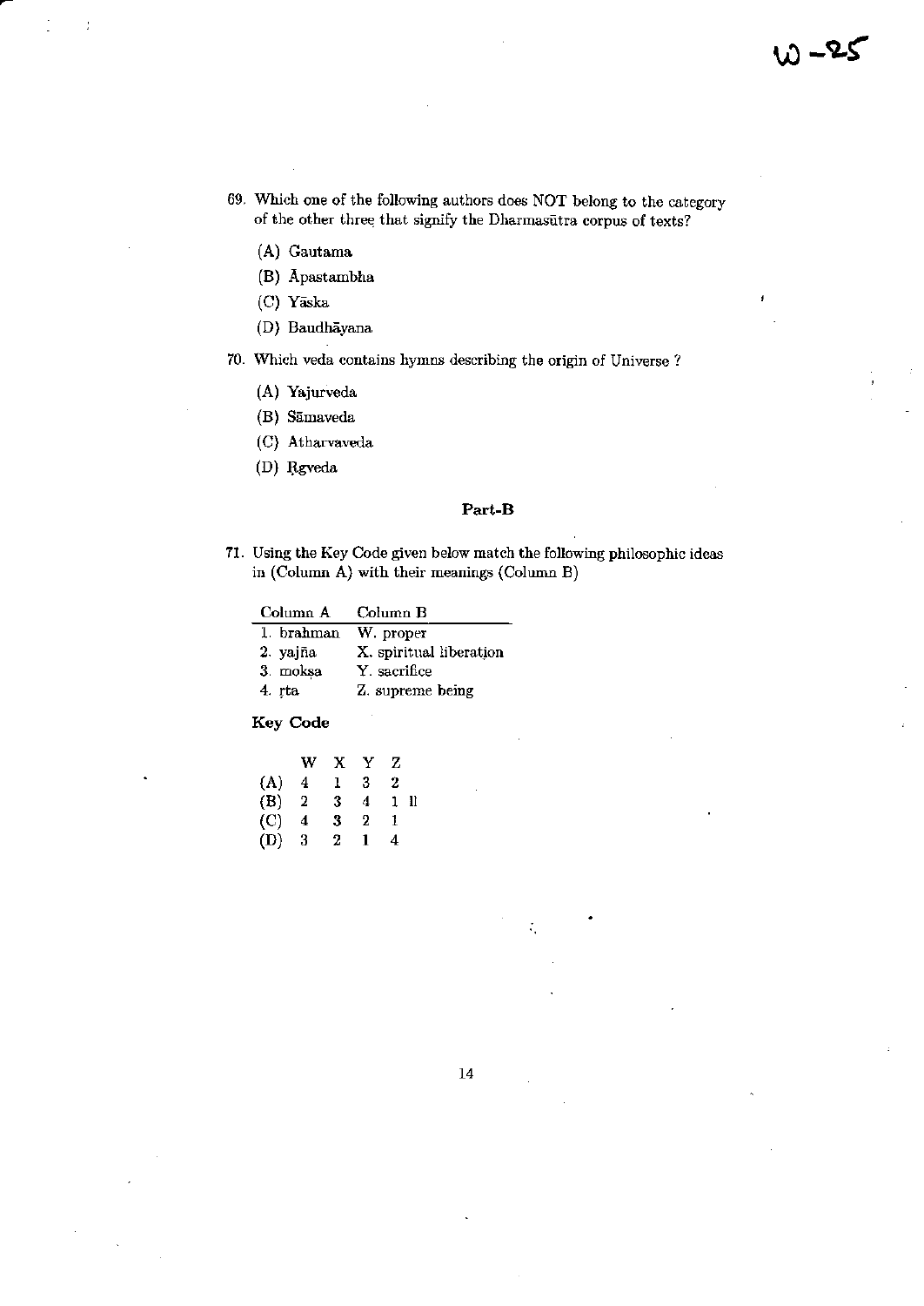W-25

69. Which one of the following authors does NOT belong to the category of the other three that signify the Dharmasūtra corpus of texts?

    (A) Gautama

    (B) Āpastambha

    (C) Yāska

    (D) Baudhāyana

70. Which veda contains hymns describing the origin of Universe ?

    (A) Yajurveda

    (B) Sāmaveda

    (C) Atharvaveda

    (D) Ṛgveda

### Part-B

71. Using the Key Code given below match the following philosophic ideas in (Column A) with their meanings (Column B)

| Column A | Column B |
|---|---|
| 1. brahman | W. proper |
| 2. yajña | X. spiritual liberation |
| 3. mokṣa | Y. sacrifice |
| 4. ṛta | Z. supreme being |

**Key Code**

| | W | X | Y | Z |
|---|---|---|---|---|
| (A) | 4 | 1 | 3 | 2 |
| (B) | 2 | 3 | 4 | 1 ll |
| (C) | 4 | 3 | 2 | 1 |
| (D) | 3 | 2 | 1 | 4 |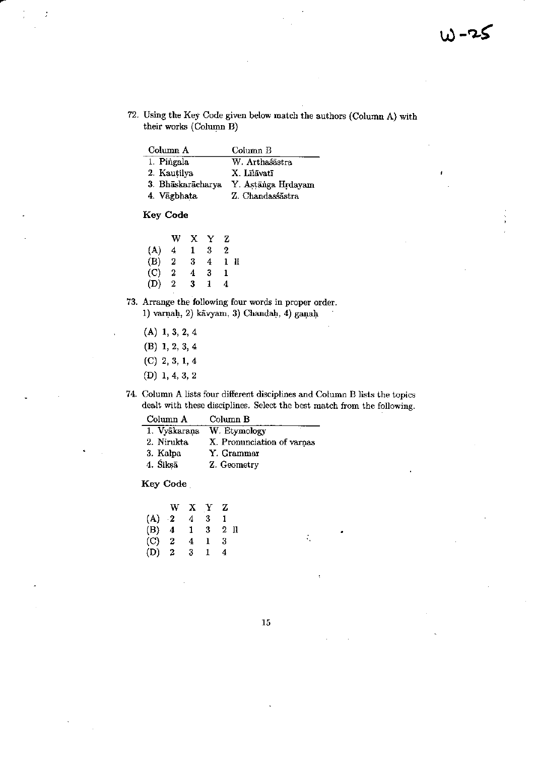W-25

72. Using the Key Code given below match the authors (Column A) with their works (Column B)

| Column A | Column B |
|---|---|
| 1. Piṅgala | W. Arthaśāstra |
| 2. Kauṭilya | X. Līlāvatī |
| 3. Bhāskarācharya | Y. Aṣṭāṅga Hṛdayam |
| 4. Vāgbhaṭa | Z. Chandaśśāstra |

**Key Code**

| | W | X | Y | Z |
|---|---|---|---|---|
| (A) | 4 | 1 | 3 | 2 |
| (B) | 2 | 3 | 4 | 1 ll |
| (C) | 2 | 4 | 3 | 1 |
| (D) | 2 | 3 | 1 | 4 |

73. Arrange the following four words in proper order.
1) varṇaḥ, 2) kāvyam, 3) Chandaḥ, 4) gaṇaḥ

(A) 1, 3, 2, 4

(B) 1, 2, 3, 4

(C) 2, 3, 1, 4

(D) 1, 4, 3, 2

74. Column A lists four different disciplines and Column B lists the topics dealt with these disciplines. Select the best match from the following.

| Column A | Column B |
|---|---|
| 1. Vyākaraṇa | W. Etymology |
| 2. Nirukta | X. Pronunciation of varṇas |
| 3. Kalpa | Y. Grammar |
| 4. Śikṣā | Z. Geometry |

**Key Code**

| | W | X | Y | Z |
|---|---|---|---|---|
| (A) | 2 | 4 | 3 | 1 |
| (B) | 4 | 1 | 3 | 2 ll |
| (C) | 2 | 4 | 1 | 3 |
| (D) | 2 | 3 | 1 | 4 |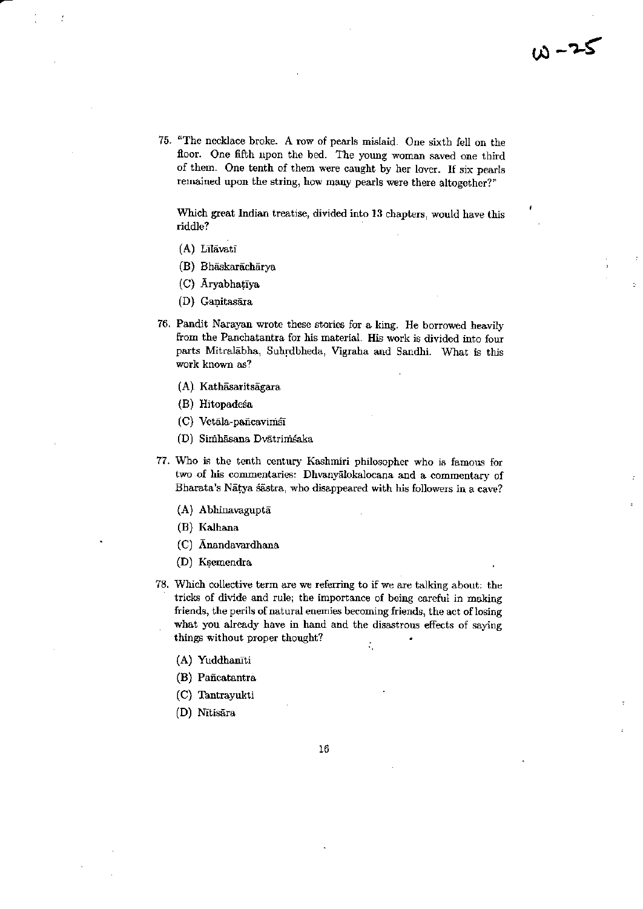75. "The necklace broke. A row of pearls mislaid. One sixth fell on the floor. One fifth upon the bed. The young woman saved one third of them. One tenth of them were caught by her lover. If six pearls remained upon the string, how many pearls were there altogether?"

    Which great Indian treatise, divided into 13 chapters, would have this riddle?

    (A) Līlāvatī

    (B) Bhāskarāchārya

    (C) Āryabhaṭīya

    (D) Gaṇitasāra

76. Pandit Narayan wrote these stories for a king. He borrowed heavily from the Panchatantra for his material. His work is divided into four parts Mitralābha, Suhṛdbheda, Vigraha and Sandhi. What is this work known as?

    (A) Kathāsaritsāgara

    (B) Hitopadeśa

    (C) Vetāla-pañcaviṁśī

    (D) Siṁhāsana Dvātriṁśaka

77. Who is the tenth century Kashmiri philosopher who is famous for two of his commentaries: Dhvanyālokalocana and a commentary of Bharata's Nāṭya śāstra, who disappeared with his followers in a cave?

    (A) Abhinavaguptā

    (B) Kalhana

    (C) Ānandavardhana

    (D) Kṣemendra

78. Which collective term are we referring to if we are talking about: the tricks of divide and rule; the importance of being careful in making friends, the perils of natural enemies becoming friends, the act of losing what you already have in hand and the disastrous effects of saying things without proper thought?

    (A) Yuddhanīti

    (B) Pañcatantra

    (C) Tantrayukti

    (D) Nītisāra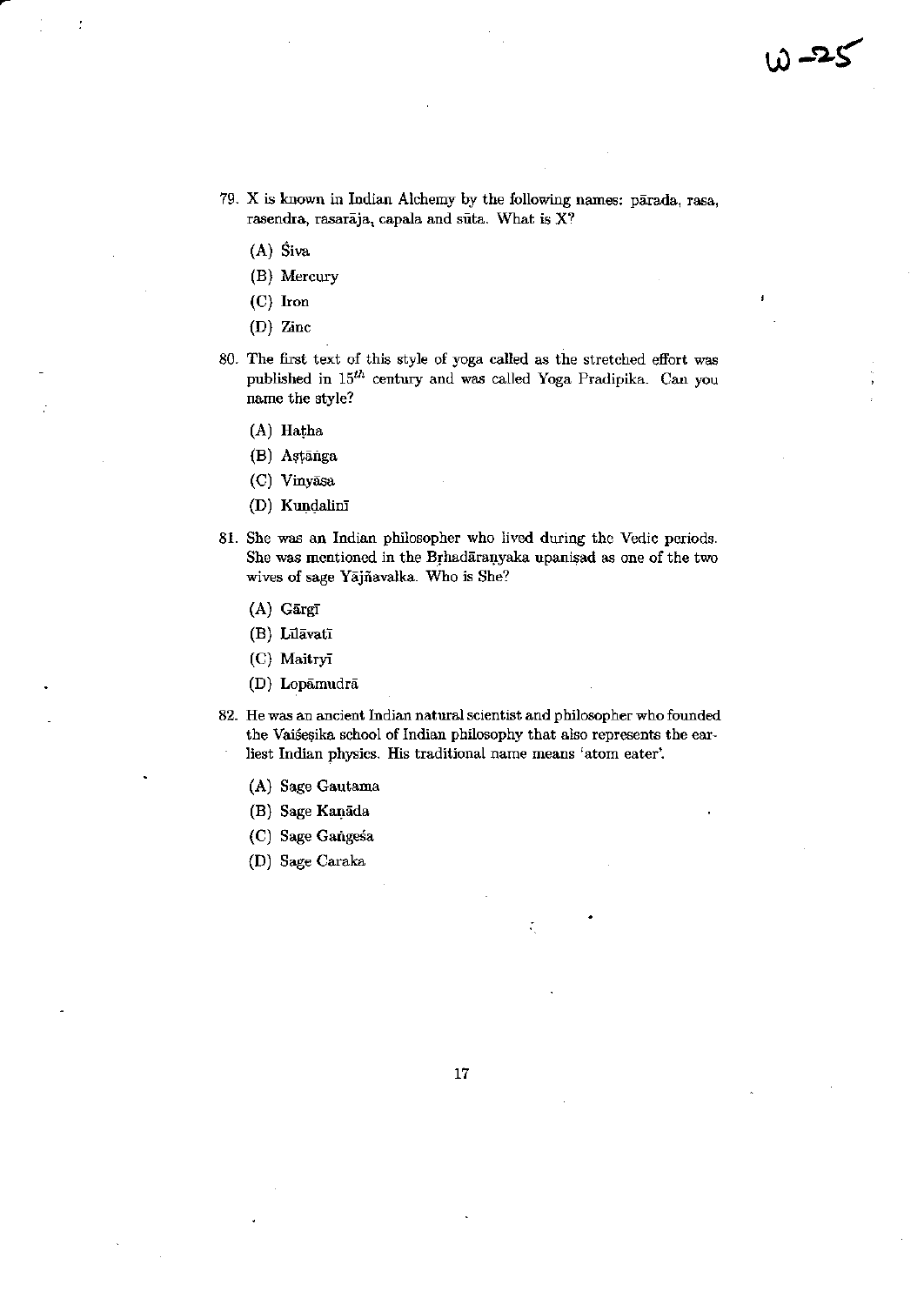79. X is known in Indian Alchemy by the following names: pārada, rasa, rasendra, rasarāja, capala and sūta. What is X?

   (A) Ŝiva

   (B) Mercury

   (C) Iron

   (D) Zinc

80. The first text of this style of yoga called as the stretched effort was published in $15^{th}$ century and was called Yoga Pradipika. Can you name the style?

   (A) Haṭha

   (B) Aṣṭāṅga

   (C) Vinyāsa

   (D) Kuṇḍalinī

81. She was an Indian philosopher who lived during the Vedic periods. She was mentioned in the Bṛhadāraṇyaka upaniṣad as one of the two wives of sage Yājñavalka. Who is She?

   (A) Gārgī

   (B) Līlāvatī

   (C) Maitryī

   (D) Lopāmudrā

82. He was an ancient Indian natural scientist and philosopher who founded the Vaiśeṣika school of Indian philosophy that also represents the earliest Indian physics. His traditional name means 'atom eater'.

   (A) Sage Gautama

   (B) Sage Kaṇāda

   (C) Sage Gaṅgeśa

   (D) Sage Caraka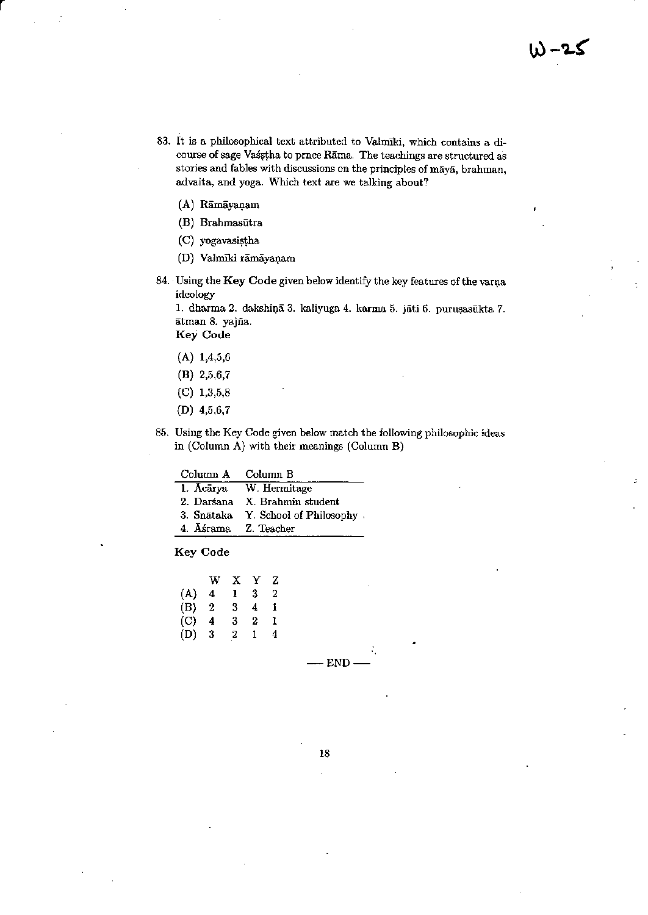W-25

83. It is a philosophical text attributed to Valmiki, which contains a discourse of sage Vaśṣtha to prnce Rāma. The teachings are structured as stories and fables with discussions on the principles of māyā, brahman, advaita, and yoga. Which text are we talking about?

 (A) Rāmāyaṇam

 (B) Brahmasūtra

 (C) yogavasiṣṭha

 (D) Valmīki rāmāyaṇam

84. Using the **Key Code** given below identify the key features of the varṇa ideology

 1. dharma 2. dakshiṇā 3. kaliyuga 4. karma 5. jāti 6. puruṣasūkta 7. ātman 8. yajña.

 **Key Code**

 (A) 1,4,5,6

 (B) 2,5,6,7

 (C) 1,3,5,8

 (D) 4,5,6,7

85. Using the Key Code given below match the following philosophic ideas in (Column A) with their meanings (Column B)

| Column A | Column B |
|---|---|
| 1. Ācārya | W. Hermitage |
| 2. Darśana | X. Brahmin student |
| 3. Snātaka | Y. School of Philosophy |
| 4. Āśrama | Z. Teacher |

**Key Code**

| | W | X | Y | Z |
|---|---|---|---|---|
| (A) | 4 | 1 | 3 | 2 |
| (B) | 2 | 3 | 4 | 1 |
| (C) | 4 | 3 | 2 | 1 |
| (D) | 3 | 2 | 1 | 4 |

— END —